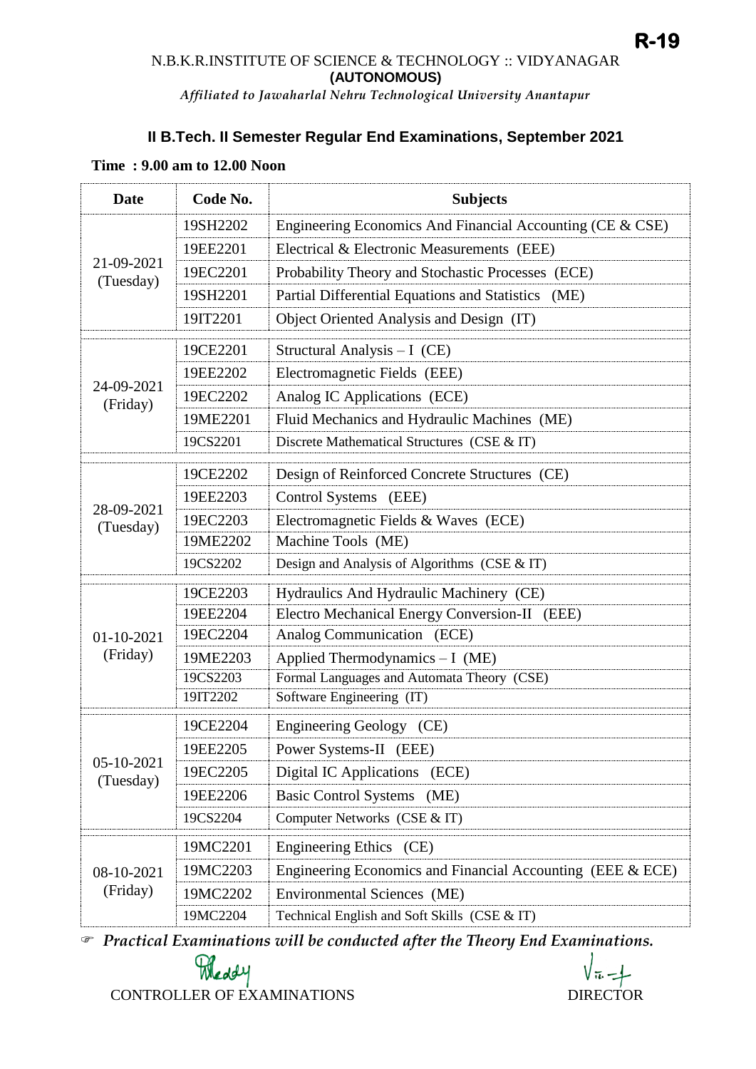R-19

N.B.K.R.INSTITUTE OF SCIENCE & TECHNOLOGY :: VIDYANAGAR
**(AUTONOMOUS)**
*Affiliated to Jawaharlal Nehru Technological University Anantapur*

## II B.Tech. II Semester Regular End Examinations, September 2021

**Time : 9.00 am to 12.00 Noon**

| Date | Code No. | Subjects |
|---|---|---|
| 21-09-2021 (Tuesday) | 19SH2202 | Engineering Economics And Financial Accounting (CE & CSE) |
| | 19EE2201 | Electrical & Electronic Measurements (EEE) |
| | 19EC2201 | Probability Theory and Stochastic Processes (ECE) |
| | 19SH2201 | Partial Differential Equations and Statistics (ME) |
| | 19IT2201 | Object Oriented Analysis and Design (IT) |
| 24-09-2021 (Friday) | 19CE2201 | Structural Analysis – I (CE) |
| | 19EE2202 | Electromagnetic Fields (EEE) |
| | 19EC2202 | Analog IC Applications (ECE) |
| | 19ME2201 | Fluid Mechanics and Hydraulic Machines (ME) |
| | 19CS2201 | Discrete Mathematical Structures (CSE & IT) |
| 28-09-2021 (Tuesday) | 19CE2202 | Design of Reinforced Concrete Structures (CE) |
| | 19EE2203 | Control Systems (EEE) |
| | 19EC2203 | Electromagnetic Fields & Waves (ECE) |
| | 19ME2202 | Machine Tools (ME) |
| | 19CS2202 | Design and Analysis of Algorithms (CSE & IT) |
| 01-10-2021 (Friday) | 19CE2203 | Hydraulics And Hydraulic Machinery (CE) |
| | 19EE2204 | Electro Mechanical Energy Conversion-II (EEE) |
| | 19EC2204 | Analog Communication (ECE) |
| | 19ME2203 | Applied Thermodynamics – I (ME) |
| | 19CS2203 | Formal Languages and Automata Theory (CSE) |
| | 19IT2202 | Software Engineering (IT) |
| 05-10-2021 (Tuesday) | 19CE2204 | Engineering Geology (CE) |
| | 19EE2205 | Power Systems-II (EEE) |
| | 19EC2205 | Digital IC Applications (ECE) |
| | 19EE2206 | Basic Control Systems (ME) |
| | 19CS2204 | Computer Networks (CSE & IT) |
| 08-10-2021 (Friday) | 19MC2201 | Engineering Ethics (CE) |
| | 19MC2203 | Engineering Economics and Financial Accounting (EEE & ECE) |
| | 19MC2202 | Environmental Sciences (ME) |
| | 19MC2204 | Technical English and Soft Skills (CSE & IT) |

☞ ***Practical Examinations will be conducted after the Theory End Examinations.***

CONTROLLER OF EXAMINATIONS　　　　　　　　　　DIRECTOR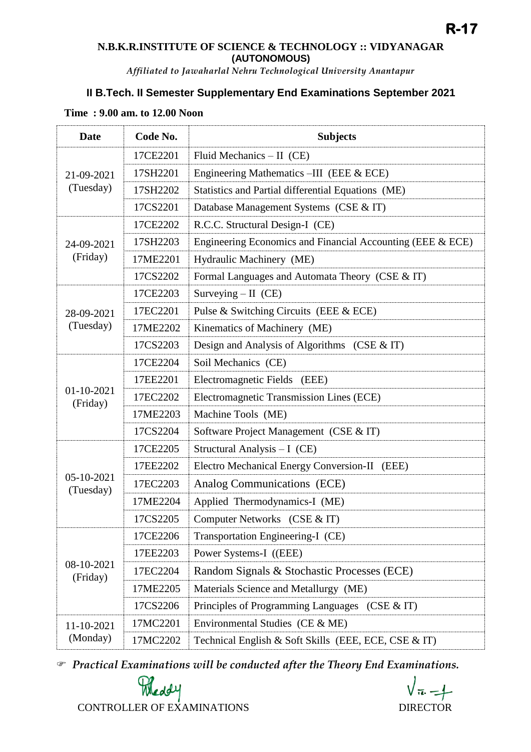**R-17**

**N.B.K.R.INSTITUTE OF SCIENCE & TECHNOLOGY :: VIDYANAGAR**
**(AUTONOMOUS)**
*Affiliated to Jawaharlal Nehru Technological University Anantapur*

## II B.Tech. II Semester Supplementary End Examinations September 2021

**Time : 9.00 am. to 12.00 Noon**

| Date | Code No. | Subjects |
|---|---|---|
| 21-09-2021 (Tuesday) | 17CE2201 | Fluid Mechanics – II (CE) |
| | 17SH2201 | Engineering Mathematics –III (EEE & ECE) |
| | 17SH2202 | Statistics and Partial differential Equations (ME) |
| | 17CS2201 | Database Management Systems (CSE & IT) |
| 24-09-2021 (Friday) | 17CE2202 | R.C.C. Structural Design-I (CE) |
| | 17SH2203 | Engineering Economics and Financial Accounting (EEE & ECE) |
| | 17ME2201 | Hydraulic Machinery (ME) |
| | 17CS2202 | Formal Languages and Automata Theory (CSE & IT) |
| 28-09-2021 (Tuesday) | 17CE2203 | Surveying – II (CE) |
| | 17EC2201 | Pulse & Switching Circuits (EEE & ECE) |
| | 17ME2202 | Kinematics of Machinery (ME) |
| | 17CS2203 | Design and Analysis of Algorithms (CSE & IT) |
| 01-10-2021 (Friday) | 17CE2204 | Soil Mechanics (CE) |
| | 17EE2201 | Electromagnetic Fields (EEE) |
| | 17EC2202 | Electromagnetic Transmission Lines (ECE) |
| | 17ME2203 | Machine Tools (ME) |
| | 17CS2204 | Software Project Management (CSE & IT) |
| 05-10-2021 (Tuesday) | 17CE2205 | Structural Analysis – I (CE) |
| | 17EE2202 | Electro Mechanical Energy Conversion-II (EEE) |
| | 17EC2203 | Analog Communications (ECE) |
| | 17ME2204 | Applied Thermodynamics-I (ME) |
| | 17CS2205 | Computer Networks (CSE & IT) |
| 08-10-2021 (Friday) | 17CE2206 | Transportation Engineering-I (CE) |
| | 17EE2203 | Power Systems-I ((EEE) |
| | 17EC2204 | Random Signals & Stochastic Processes (ECE) |
| | 17ME2205 | Materials Science and Metallurgy (ME) |
| | 17CS2206 | Principles of Programming Languages (CSE & IT) |
| 11-10-2021 (Monday) | 17MC2201 | Environmental Studies (CE & ME) |
| | 17MC2202 | Technical English & Soft Skills (EEE, ECE, CSE & IT) |

☞ ***Practical Examinations will be conducted after the Theory End Examinations.***

CONTROLLER OF EXAMINATIONS

DIRECTOR